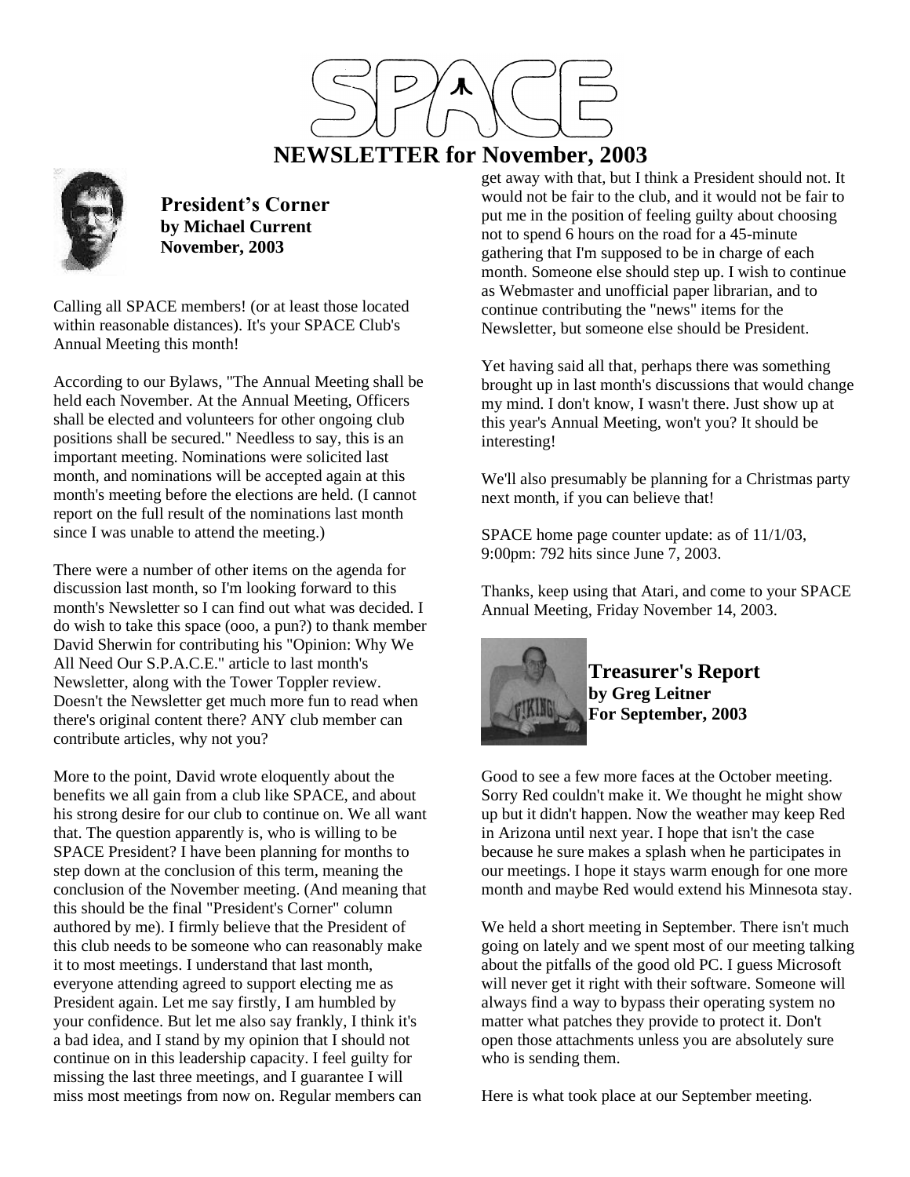# SPACE

# NEWSLETTER for November, 2003

## President's Corner

**by Michael Current**
**November, 2003**

Calling all SPACE members! (or at least those located within reasonable distances). It's your SPACE Club's Annual Meeting this month!

According to our Bylaws, "The Annual Meeting shall be held each November. At the Annual Meeting, Officers shall be elected and volunteers for other ongoing club positions shall be secured." Needless to say, this is an important meeting. Nominations were solicited last month, and nominations will be accepted again at this month's meeting before the elections are held. (I cannot report on the full result of the nominations last month since I was unable to attend the meeting.)

There were a number of other items on the agenda for discussion last month, so I'm looking forward to this month's Newsletter so I can find out what was decided. I do wish to take this space (ooo, a pun?) to thank member David Sherwin for contributing his "Opinion: Why We All Need Our S.P.A.C.E." article to last month's Newsletter, along with the Tower Toppler review. Doesn't the Newsletter get much more fun to read when there's original content there? ANY club member can contribute articles, why not you?

More to the point, David wrote eloquently about the benefits we all gain from a club like SPACE, and about his strong desire for our club to continue on. We all want that. The question apparently is, who is willing to be SPACE President? I have been planning for months to step down at the conclusion of this term, meaning the conclusion of the November meeting. (And meaning that this should be the final "President's Corner" column authored by me). I firmly believe that the President of this club needs to be someone who can reasonably make it to most meetings. I understand that last month, everyone attending agreed to support electing me as President again. Let me say firstly, I am humbled by your confidence. But let me also say frankly, I think it's a bad idea, and I stand by my opinion that I should not continue on in this leadership capacity. I feel guilty for missing the last three meetings, and I guarantee I will miss most meetings from now on. Regular members can get away with that, but I think a President should not. It would not be fair to the club, and it would not be fair to put me in the position of feeling guilty about choosing not to spend 6 hours on the road for a 45-minute gathering that I'm supposed to be in charge of each month. Someone else should step up. I wish to continue as Webmaster and unofficial paper librarian, and to continue contributing the "news" items for the Newsletter, but someone else should be President.

Yet having said all that, perhaps there was something brought up in last month's discussions that would change my mind. I don't know, I wasn't there. Just show up at this year's Annual Meeting, won't you? It should be interesting!

We'll also presumably be planning for a Christmas party next month, if you can believe that!

SPACE home page counter update: as of 11/1/03, 9:00pm: 792 hits since June 7, 2003.

Thanks, keep using that Atari, and come to your SPACE Annual Meeting, Friday November 14, 2003.

## Treasurer's Report

**by Greg Leitner**
**For September, 2003**

Good to see a few more faces at the October meeting. Sorry Red couldn't make it. We thought he might show up but it didn't happen. Now the weather may keep Red in Arizona until next year. I hope that isn't the case because he sure makes a splash when he participates in our meetings. I hope it stays warm enough for one more month and maybe Red would extend his Minnesota stay.

We held a short meeting in September. There isn't much going on lately and we spent most of our meeting talking about the pitfalls of the good old PC. I guess Microsoft will never get it right with their software. Someone will always find a way to bypass their operating system no matter what patches they provide to protect it. Don't open those attachments unless you are absolutely sure who is sending them.

Here is what took place at our September meeting.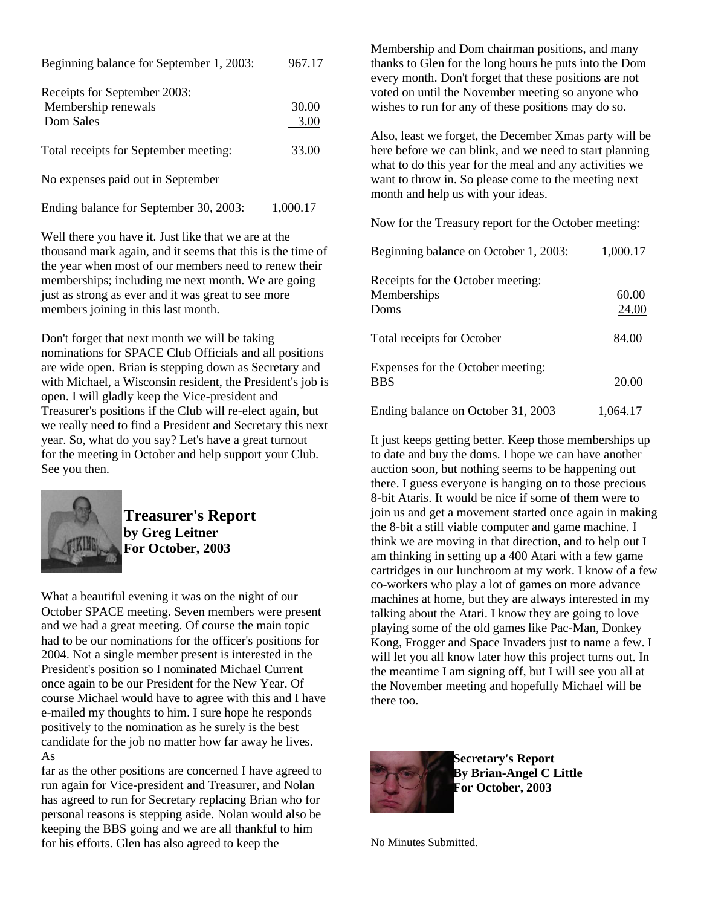| | |
|---|---|
| Beginning balance for September 1, 2003: | 967.17 |
| Receipts for September 2003: | |
| Membership renewals | 30.00 |
| Dom Sales | 3.00 |
| Total receipts for September meeting: | 33.00 |
| No expenses paid out in September | |
| Ending balance for September 30, 2003: | 1,000.17 |

Well there you have it. Just like that we are at the thousand mark again, and it seems that this is the time of the year when most of our members need to renew their memberships; including me next month. We are going just as strong as ever and it was great to see more members joining in this last month.

Don't forget that next month we will be taking nominations for SPACE Club Officials and all positions are wide open. Brian is stepping down as Secretary and with Michael, a Wisconsin resident, the President's job is open. I will gladly keep the Vice-president and Treasurer's positions if the Club will re-elect again, but we really need to find a President and Secretary this next year. So, what do you say? Let's have a great turnout for the meeting in October and help support your Club. See you then.

## Treasurer's Report
**by Greg Leitner**
**For October, 2003**

What a beautiful evening it was on the night of our October SPACE meeting. Seven members were present and we had a great meeting. Of course the main topic had to be our nominations for the officer's positions for 2004. Not a single member present is interested in the President's position so I nominated Michael Current once again to be our President for the New Year. Of course Michael would have to agree with this and I have e-mailed my thoughts to him. I sure hope he responds positively to the nomination as he surely is the best candidate for the job no matter how far away he lives. As far as the other positions are concerned I have agreed to run again for Vice-president and Treasurer, and Nolan has agreed to run for Secretary replacing Brian who for personal reasons is stepping aside. Nolan would also be keeping the BBS going and we are all thankful to him for his efforts. Glen has also agreed to keep the Membership and Dom chairman positions, and many thanks to Glen for the long hours he puts into the Dom every month. Don't forget that these positions are not voted on until the November meeting so anyone who wishes to run for any of these positions may do so.

Also, least we forget, the December Xmas party will be here before we can blink, and we need to start planning what to do this year for the meal and any activities we want to throw in. So please come to the meeting next month and help us with your ideas.

Now for the Treasury report for the October meeting:

| | |
|---|---|
| Beginning balance on October 1, 2003: | 1,000.17 |
| Receipts for the October meeting: | |
| Memberships | 60.00 |
| Doms | 24.00 |
| Total receipts for October | 84.00 |
| Expenses for the October meeting: | |
| BBS | 20.00 |
| Ending balance on October 31, 2003 | 1,064.17 |

It just keeps getting better. Keep those memberships up to date and buy the doms. I hope we can have another auction soon, but nothing seems to be happening out there. I guess everyone is hanging on to those precious 8-bit Ataris. It would be nice if some of them were to join us and get a movement started once again in making the 8-bit a still viable computer and game machine. I think we are moving in that direction, and to help out I am thinking in setting up a 400 Atari with a few game cartridges in our lunchroom at my work. I know of a few co-workers who play a lot of games on more advance machines at home, but they are always interested in my talking about the Atari. I know they are going to love playing some of the old games like Pac-Man, Donkey Kong, Frogger and Space Invaders just to name a few. I will let you all know later how this project turns out. In the meantime I am signing off, but I will see you all at the November meeting and hopefully Michael will be there too.

## Secretary's Report
**By Brian-Angel C Little**
**For October, 2003**

No Minutes Submitted.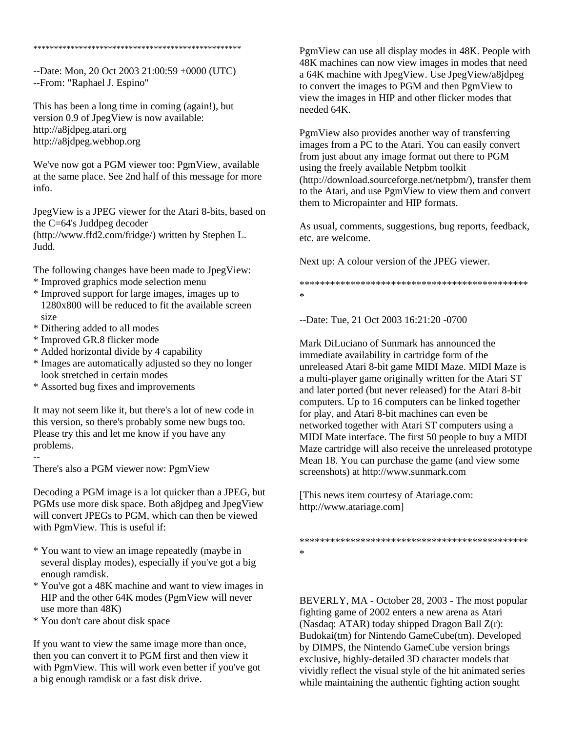\*\*\*\*\*\*\*\*\*\*\*\*\*\*\*\*\*\*\*\*\*\*\*\*\*\*\*\*\*\*\*\*\*\*\*\*\*\*\*\*\*\*\*\*\*\*\*\*\*\*\*

--Date: Mon, 20 Oct 2003 21:00:59 +0000 (UTC)
--From: "Raphael J. Espino"

This has been a long time in coming (again!), but version 0.9 of JpegView is now available:
http://a8jdpeg.atari.org
http://a8jdpeg.webhop.org

We've now got a PGM viewer too: PgmView, available at the same place. See 2nd half of this message for more info.

JpegView is a JPEG viewer for the Atari 8-bits, based on the C=64's Juddpeg decoder (http://www.ffd2.com/fridge/) written by Stephen L. Judd.

The following changes have been made to JpegView:
* Improved graphics mode selection menu
* Improved support for large images, images up to 1280x800 will be reduced to fit the available screen size
* Dithering added to all modes
* Improved GR.8 flicker mode
* Added horizontal divide by 4 capability
* Images are automatically adjusted so they no longer look stretched in certain modes
* Assorted bug fixes and improvements

It may not seem like it, but there's a lot of new code in this version, so there's probably some new bugs too. Please try this and let me know if you have any problems.

--
There's also a PGM viewer now: PgmView

Decoding a PGM image is a lot quicker than a JPEG, but PGMs use more disk space. Both a8jdpeg and JpegView will convert JPEGs to PGM, which can then be viewed with PgmView. This is useful if:

* You want to view an image repeatedly (maybe in several display modes), especially if you've got a big enough ramdisk.
* You've got a 48K machine and want to view images in HIP and the other 64K modes (PgmView will never use more than 48K)
* You don't care about disk space

If you want to view the same image more than once, then you can convert it to PGM first and then view it with PgmView. This will work even better if you've got a big enough ramdisk or a fast disk drive.

PgmView can use all display modes in 48K. People with 48K machines can now view images in modes that need a 64K machine with JpegView. Use JpegView/a8jdpeg to convert the images to PGM and then PgmView to view the images in HIP and other flicker modes that needed 64K.

PgmView also provides another way of transferring images from a PC to the Atari. You can easily convert from just about any image format out there to PGM using the freely available Netpbm toolkit (http://download.sourceforge.net/netpbm/), transfer them to the Atari, and use PgmView to view them and convert them to Micropainter and HIP formats.

As usual, comments, suggestions, bug reports, feedback, etc. are welcome.

Next up: A colour version of the JPEG viewer.

\*\*\*\*\*\*\*\*\*\*\*\*\*\*\*\*\*\*\*\*\*\*\*\*\*\*\*\*\*\*\*\*\*\*\*\*\*\*\*\*\*\*\*\*\*\*\*

--Date: Tue, 21 Oct 2003 16:21:20 -0700

Mark DiLuciano of Sunmark has announced the immediate availability in cartridge form of the unreleased Atari 8-bit game MIDI Maze. MIDI Maze is a multi-player game originally written for the Atari ST and later ported (but never released) for the Atari 8-bit computers. Up to 16 computers can be linked together for play, and Atari 8-bit machines can even be networked together with Atari ST computers using a MIDI Mate interface. The first 50 people to buy a MIDI Maze cartridge will also receive the unreleased prototype Mean 18. You can purchase the game (and view some screenshots) at http://www.sunmark.com

[This news item courtesy of Atariage.com: http://www.atariage.com]

\*\*\*\*\*\*\*\*\*\*\*\*\*\*\*\*\*\*\*\*\*\*\*\*\*\*\*\*\*\*\*\*\*\*\*\*\*\*\*\*\*\*\*\*\*\*\*

BEVERLY, MA - October 28, 2003 - The most popular fighting game of 2002 enters a new arena as Atari (Nasdaq: ATAR) today shipped Dragon Ball Z(r): Budokai(tm) for Nintendo GameCube(tm). Developed by DIMPS, the Nintendo GameCube version brings exclusive, highly-detailed 3D character models that vividly reflect the visual style of the hit animated series while maintaining the authentic fighting action sought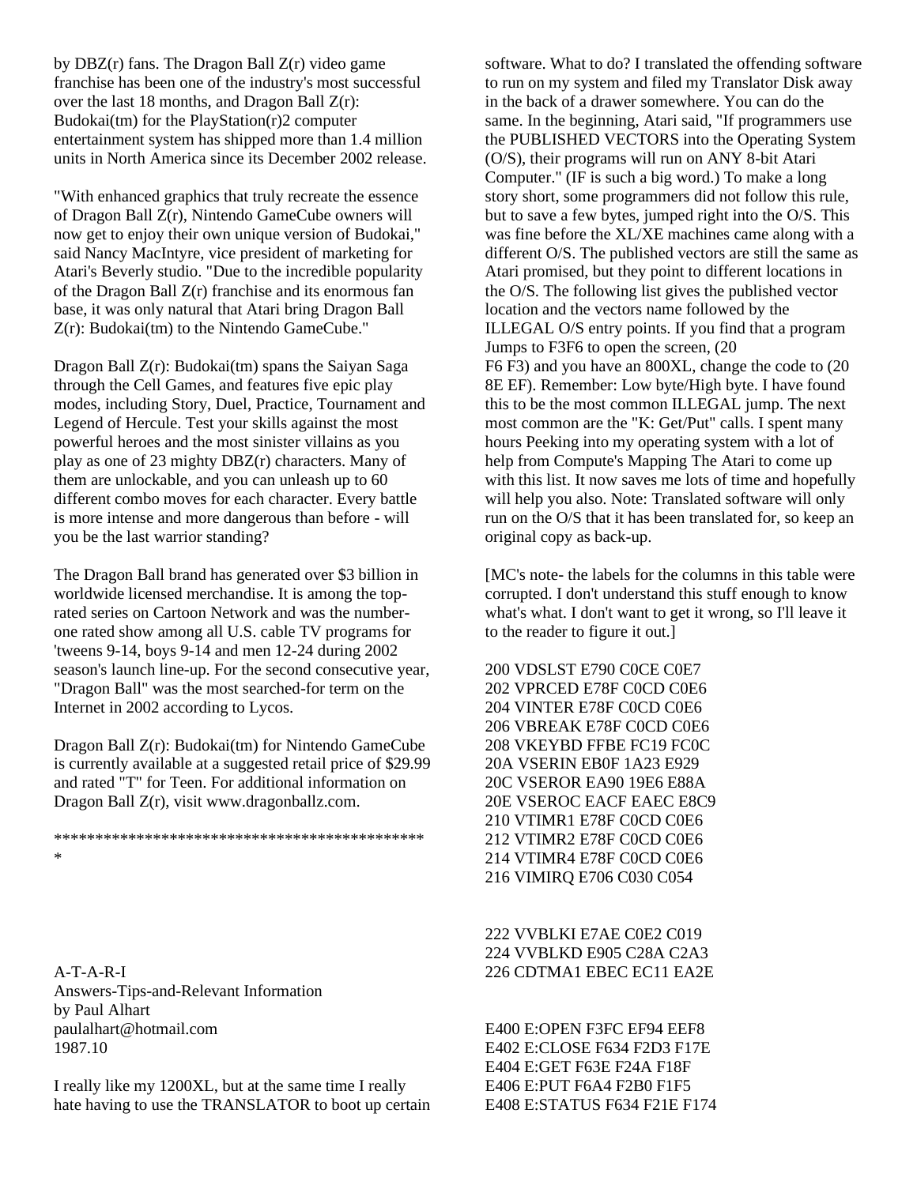by DBZ(r) fans. The Dragon Ball Z(r) video game franchise has been one of the industry's most successful over the last 18 months, and Dragon Ball Z(r): Budokai(tm) for the PlayStation(r)2 computer entertainment system has shipped more than 1.4 million units in North America since its December 2002 release.

"With enhanced graphics that truly recreate the essence of Dragon Ball Z(r), Nintendo GameCube owners will now get to enjoy their own unique version of Budokai," said Nancy MacIntyre, vice president of marketing for Atari's Beverly studio. "Due to the incredible popularity of the Dragon Ball Z(r) franchise and its enormous fan base, it was only natural that Atari bring Dragon Ball Z(r): Budokai(tm) to the Nintendo GameCube."

Dragon Ball Z(r): Budokai(tm) spans the Saiyan Saga through the Cell Games, and features five epic play modes, including Story, Duel, Practice, Tournament and Legend of Hercule. Test your skills against the most powerful heroes and the most sinister villains as you play as one of 23 mighty DBZ(r) characters. Many of them are unlockable, and you can unleash up to 60 different combo moves for each character. Every battle is more intense and more dangerous than before - will you be the last warrior standing?

The Dragon Ball brand has generated over $3 billion in worldwide licensed merchandise. It is among the top-rated series on Cartoon Network and was the number-one rated show among all U.S. cable TV programs for 'tweens 9-14, boys 9-14 and men 12-24 during 2002 season's launch line-up. For the second consecutive year, "Dragon Ball" was the most searched-for term on the Internet in 2002 according to Lycos.

Dragon Ball Z(r): Budokai(tm) for Nintendo GameCube is currently available at a suggested retail price of $29.99 and rated "T" for Teen. For additional information on Dragon Ball Z(r), visit www.dragonballz.com.

***********************************************
*

A-T-A-R-I
Answers-Tips-and-Relevant Information
by Paul Alhart
paulalhart@hotmail.com
1987.10

I really like my 1200XL, but at the same time I really hate having to use the TRANSLATOR to boot up certain software. What to do? I translated the offending software to run on my system and filed my Translator Disk away in the back of a drawer somewhere. You can do the same. In the beginning, Atari said, "If programmers use the PUBLISHED VECTORS into the Operating System (O/S), their programs will run on ANY 8-bit Atari Computer." (IF is such a big word.) To make a long story short, some programmers did not follow this rule, but to save a few bytes, jumped right into the O/S. This was fine before the XL/XE machines came along with a different O/S. The published vectors are still the same as Atari promised, but they point to different locations in the O/S. The following list gives the published vector location and the vectors name followed by the ILLEGAL O/S entry points. If you find that a program Jumps to F3F6 to open the screen, (20 F6 F3) and you have an 800XL, change the code to (20 8E EF). Remember: Low byte/High byte. I have found this to be the most common ILLEGAL jump. The next most common are the "K: Get/Put" calls. I spent many hours Peeking into my operating system with a lot of help from Compute's Mapping The Atari to come up with this list. It now saves me lots of time and hopefully will help you also. Note: Translated software will only run on the O/S that it has been translated for, so keep an original copy as back-up.

[MC's note- the labels for the columns in this table were corrupted. I don't understand this stuff enough to know what's what. I don't want to get it wrong, so I'll leave it to the reader to figure it out.]

200 VDSLST E790 C0CE C0E7
202 VPRCED E78F C0CD C0E6
204 VINTER E78F C0CD C0E6
206 VBREAK E78F C0CD C0E6
208 VKEYBD FFBE FC19 FC0C
20A VSERIN EB0F 1A23 E929
20C VSEROR EA90 19E6 E88A
20E VSEROC EACF EAEC E8C9
210 VTIMR1 E78F C0CD C0E6
212 VTIMR2 E78F C0CD C0E6
214 VTIMR4 E78F C0CD C0E6
216 VIMIRQ E706 C030 C054

222 VVBLKI E7AE C0E2 C019
224 VVBLKD E905 C28A C2A3
226 CDTMA1 EBEC EC11 EA2E

E400 E:OPEN F3FC EF94 EEF8
E402 E:CLOSE F634 F2D3 F17E
E404 E:GET F63E F24A F18F
E406 E:PUT F6A4 F2B0 F1F5
E408 E:STATUS F634 F21E F174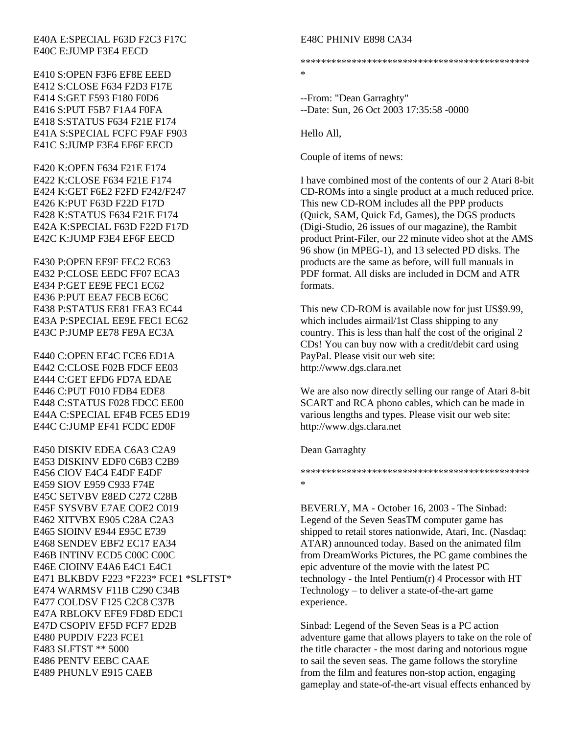E40A E:SPECIAL F63D F2C3 F17C
E40C E:JUMP F3E4 EECD

E410 S:OPEN F3F6 EF8E EEED
E412 S:CLOSE F634 F2D3 F17E
E414 S:GET F593 F180 F0D6
E416 S:PUT F5B7 F1A4 F0FA
E418 S:STATUS F634 F21E F174
E41A S:SPECIAL FCFC F9AF F903
E41C S:JUMP F3E4 EF6F EECD

E420 K:OPEN F634 F21E F174
E422 K:CLOSE F634 F21E F174
E424 K:GET F6E2 F2FD F242/F247
E426 K:PUT F63D F22D F17D
E428 K:STATUS F634 F21E F174
E42A K:SPECIAL F63D F22D F17D
E42C K:JUMP F3E4 EF6F EECD

E430 P:OPEN EE9F FEC2 EC63
E432 P:CLOSE EEDC FF07 ECA3
E434 P:GET EE9E FEC1 EC62
E436 P:PUT EEA7 FECB EC6C
E438 P:STATUS EE81 FEA3 EC44
E43A P:SPECIAL EE9E FEC1 EC62
E43C P:JUMP EE78 FE9A EC3A

E440 C:OPEN EF4C FCE6 ED1A
E442 C:CLOSE F02B FDCF EE03
E444 C:GET EFD6 FD7A EDAE
E446 C:PUT F010 FDB4 EDE8
E448 C:STATUS F028 FDCC EE00
E44A C:SPECIAL EF4B FCE5 ED19
E44C C:JUMP EF41 FCDC ED0F

E450 DISKIV EDEA C6A3 C2A9
E453 DISKINV EDF0 C6B3 C2B9
E456 CIOV E4C4 E4DF E4DF
E459 SIOV E959 C933 F74E
E45C SETVBV E8ED C272 C28B
E45F SYSVBV E7AE COE2 C019
E462 XITVBX E905 C28A C2A3
E465 SIOINV E944 E95C E739
E468 SENDEV EBF2 EC17 EA34
E46B INTINV ECD5 C00C C00C
E46E CIOINV E4A6 E4C1 E4C1
E471 BLKBDV F223 *F223* FCE1 *SLFTST*
E474 WARMSV F11B C290 C34B
E477 COLDSV F125 C2C8 C37B
E47A RBLOKV EFE9 FD8D EDC1
E47D CSOPIV EF5D FCF7 ED2B
E480 PUPDIV F223 FCE1
E483 SLFTST ** 5000
E486 PENTV EEBC CAAE
E489 PHUNLV E915 CAEB
E48C PHINIV E898 CA34

*********************************************
*

--From: "Dean Garraghty"
--Date: Sun, 26 Oct 2003 17:35:58 -0000

Hello All,

Couple of items of news:

I have combined most of the contents of our 2 Atari 8-bit CD-ROMs into a single product at a much reduced price. This new CD-ROM includes all the PPP products (Quick, SAM, Quick Ed, Games), the DGS products (Digi-Studio, 26 issues of our magazine), the Rambit product Print-Filer, our 22 minute video shot at the AMS 96 show (in MPEG-1), and 13 selected PD disks. The products are the same as before, will full manuals in PDF format. All disks are included in DCM and ATR formats.

This new CD-ROM is available now for just US$9.99, which includes airmail/1st Class shipping to any country. This is less than half the cost of the original 2 CDs! You can buy now with a credit/debit card using PayPal. Please visit our web site: http://www.dgs.clara.net

We are also now directly selling our range of Atari 8-bit SCART and RCA phono cables, which can be made in various lengths and types. Please visit our web site: http://www.dgs.clara.net

Dean Garraghty

*********************************************
*

BEVERLY, MA - October 16, 2003 - The Sinbad: Legend of the Seven SeasTM computer game has shipped to retail stores nationwide, Atari, Inc. (Nasdaq: ATAR) announced today. Based on the animated film from DreamWorks Pictures, the PC game combines the epic adventure of the movie with the latest PC technology - the Intel Pentium(r) 4 Processor with HT Technology – to deliver a state-of-the-art game experience.

Sinbad: Legend of the Seven Seas is a PC action adventure game that allows players to take on the role of the title character - the most daring and notorious rogue to sail the seven seas. The game follows the storyline from the film and features non-stop action, engaging gameplay and state-of-the-art visual effects enhanced by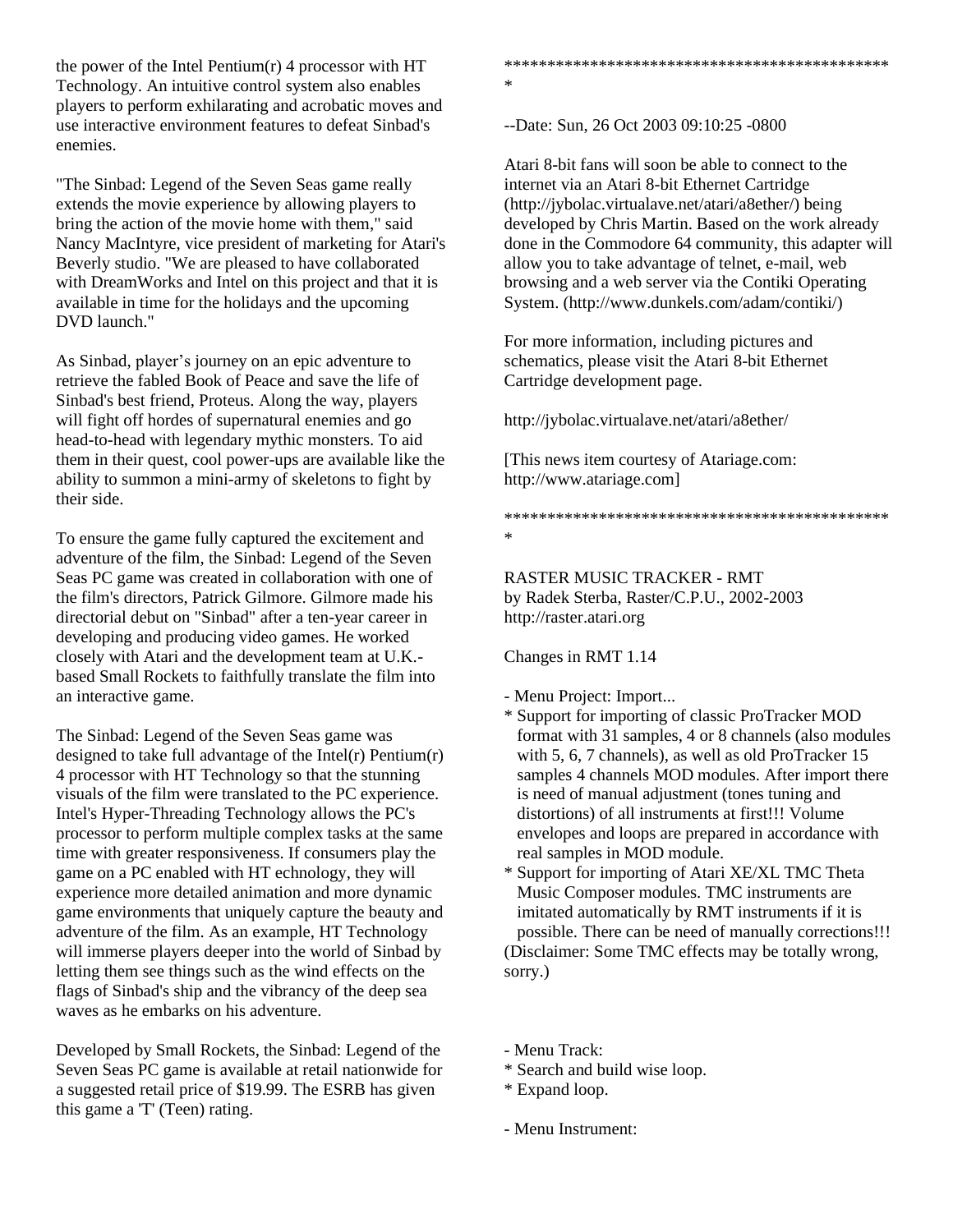the power of the Intel Pentium(r) 4 processor with HT Technology. An intuitive control system also enables players to perform exhilarating and acrobatic moves and use interactive environment features to defeat Sinbad's enemies.

"The Sinbad: Legend of the Seven Seas game really extends the movie experience by allowing players to bring the action of the movie home with them," said Nancy MacIntyre, vice president of marketing for Atari's Beverly studio. "We are pleased to have collaborated with DreamWorks and Intel on this project and that it is available in time for the holidays and the upcoming DVD launch."

As Sinbad, player's journey on an epic adventure to retrieve the fabled Book of Peace and save the life of Sinbad's best friend, Proteus. Along the way, players will fight off hordes of supernatural enemies and go head-to-head with legendary mythic monsters. To aid them in their quest, cool power-ups are available like the ability to summon a mini-army of skeletons to fight by their side.

To ensure the game fully captured the excitement and adventure of the film, the Sinbad: Legend of the Seven Seas PC game was created in collaboration with one of the film's directors, Patrick Gilmore. Gilmore made his directorial debut on "Sinbad" after a ten-year career in developing and producing video games. He worked closely with Atari and the development team at U.K.-based Small Rockets to faithfully translate the film into an interactive game.

The Sinbad: Legend of the Seven Seas game was designed to take full advantage of the Intel(r) Pentium(r) 4 processor with HT Technology so that the stunning visuals of the film were translated to the PC experience. Intel's Hyper-Threading Technology allows the PC's processor to perform multiple complex tasks at the same time with greater responsiveness. If consumers play the game on a PC enabled with HT echnology, they will experience more detailed animation and more dynamic game environments that uniquely capture the beauty and adventure of the film. As an example, HT Technology will immerse players deeper into the world of Sinbad by letting them see things such as the wind effects on the flags of Sinbad's ship and the vibrancy of the deep sea waves as he embarks on his adventure.

Developed by Small Rockets, the Sinbad: Legend of the Seven Seas PC game is available at retail nationwide for a suggested retail price of $19.99. The ESRB has given this game a 'T' (Teen) rating.

*********************************************
*

--Date: Sun, 26 Oct 2003 09:10:25 -0800

Atari 8-bit fans will soon be able to connect to the internet via an Atari 8-bit Ethernet Cartridge (http://jybolac.virtualave.net/atari/a8ether/) being developed by Chris Martin. Based on the work already done in the Commodore 64 community, this adapter will allow you to take advantage of telnet, e-mail, web browsing and a web server via the Contiki Operating System. (http://www.dunkels.com/adam/contiki/)

For more information, including pictures and schematics, please visit the Atari 8-bit Ethernet Cartridge development page.

http://jybolac.virtualave.net/atari/a8ether/

[This news item courtesy of Atariage.com: http://www.atariage.com]

*********************************************
*

RASTER MUSIC TRACKER - RMT
by Radek Sterba, Raster/C.P.U., 2002-2003
http://raster.atari.org

Changes in RMT 1.14

- Menu Project: Import...
* Support for importing of classic ProTracker MOD format with 31 samples, 4 or 8 channels (also modules with 5, 6, 7 channels), as well as old ProTracker 15 samples 4 channels MOD modules. After import there is need of manual adjustment (tones tuning and distortions) of all instruments at first!!! Volume envelopes and loops are prepared in accordance with real samples in MOD module.
* Support for importing of Atari XE/XL TMC Theta Music Composer modules. TMC instruments are imitated automatically by RMT instruments if it is possible. There can be need of manually corrections!!!
(Disclaimer: Some TMC effects may be totally wrong, sorry.)

- Menu Track:
* Search and build wise loop.
* Expand loop.

- Menu Instrument: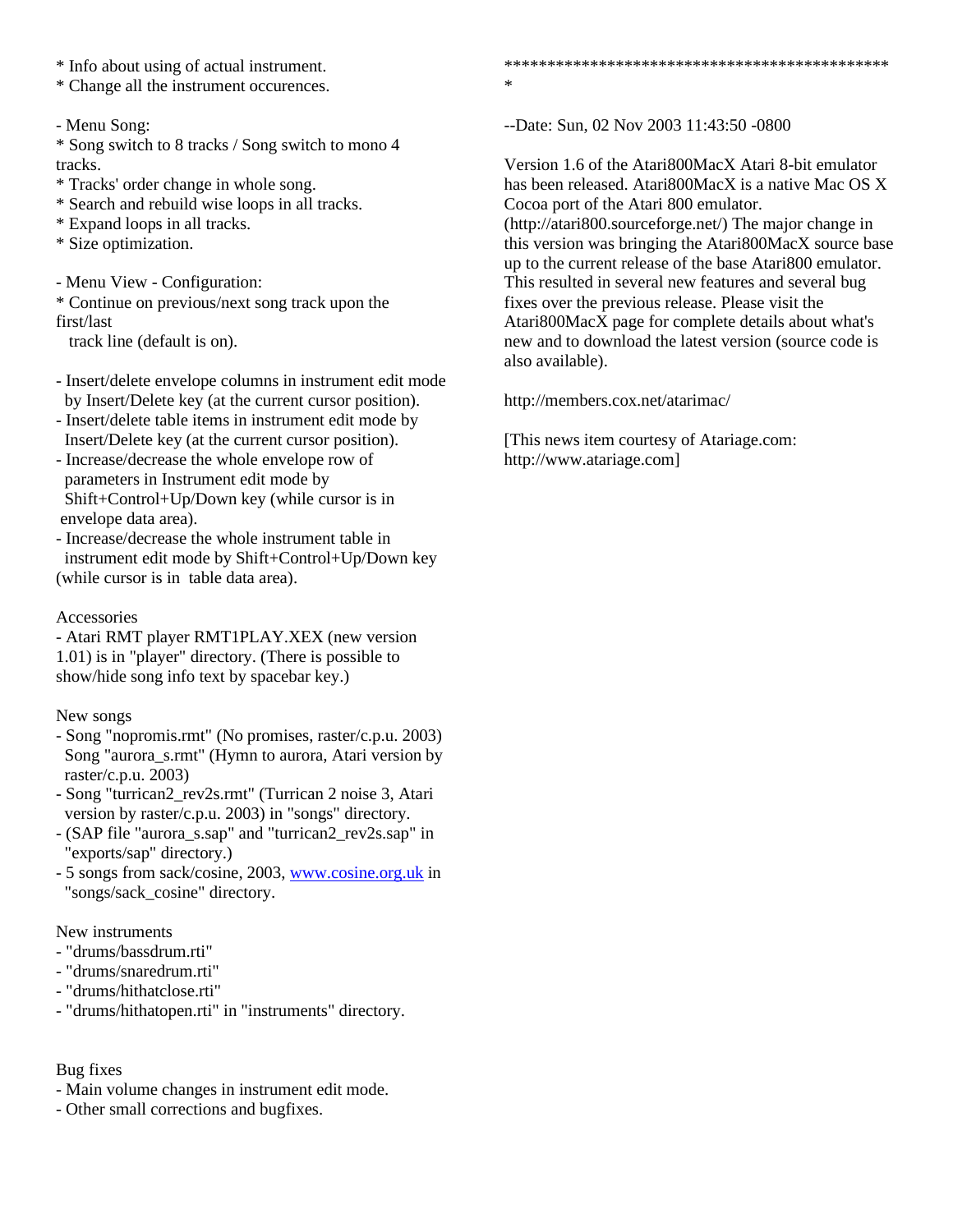* Info about using of actual instrument.
* Change all the instrument occurences.

- Menu Song:
* Song switch to 8 tracks / Song switch to mono 4 tracks.
* Tracks' order change in whole song.
* Search and rebuild wise loops in all tracks.
* Expand loops in all tracks.
* Size optimization.

- Menu View - Configuration:
* Continue on previous/next song track upon the first/last track line (default is on).

- Insert/delete envelope columns in instrument edit mode by Insert/Delete key (at the current cursor position).
- Insert/delete table items in instrument edit mode by Insert/Delete key (at the current cursor position).
- Increase/decrease the whole envelope row of parameters in Instrument edit mode by Shift+Control+Up/Down key (while cursor is in envelope data area).
- Increase/decrease the whole instrument table in instrument edit mode by Shift+Control+Up/Down key (while cursor is in table data area).

Accessories
- Atari RMT player RMT1PLAY.XEX (new version 1.01) is in "player" directory. (There is possible to show/hide song info text by spacebar key.)

New songs
- Song "nopromis.rmt" (No promises, raster/c.p.u. 2003) Song "aurora_s.rmt" (Hymn to aurora, Atari version by raster/c.p.u. 2003)
- Song "turrican2_rev2s.rmt" (Turrican 2 noise 3, Atari version by raster/c.p.u. 2003) in "songs" directory.
- (SAP file "aurora_s.sap" and "turrican2_rev2s.sap" in "exports/sap" directory.)
- 5 songs from sack/cosine, 2003, www.cosine.org.uk in "songs/sack_cosine" directory.

New instruments
- "drums/bassdrum.rti"
- "drums/snaredrum.rti"
- "drums/hithatclose.rti"
- "drums/hithatopen.rti" in "instruments" directory.

Bug fixes
- Main volume changes in instrument edit mode.
- Other small corrections and bugfixes.

*********************************************
*

--Date: Sun, 02 Nov 2003 11:43:50 -0800

Version 1.6 of the Atari800MacX Atari 8-bit emulator has been released. Atari800MacX is a native Mac OS X Cocoa port of the Atari 800 emulator. (http://atari800.sourceforge.net/) The major change in this version was bringing the Atari800MacX source base up to the current release of the base Atari800 emulator. This resulted in several new features and several bug fixes over the previous release. Please visit the Atari800MacX page for complete details about what's new and to download the latest version (source code is also available).

http://members.cox.net/atarimac/

[This news item courtesy of Atariage.com: http://www.atariage.com]